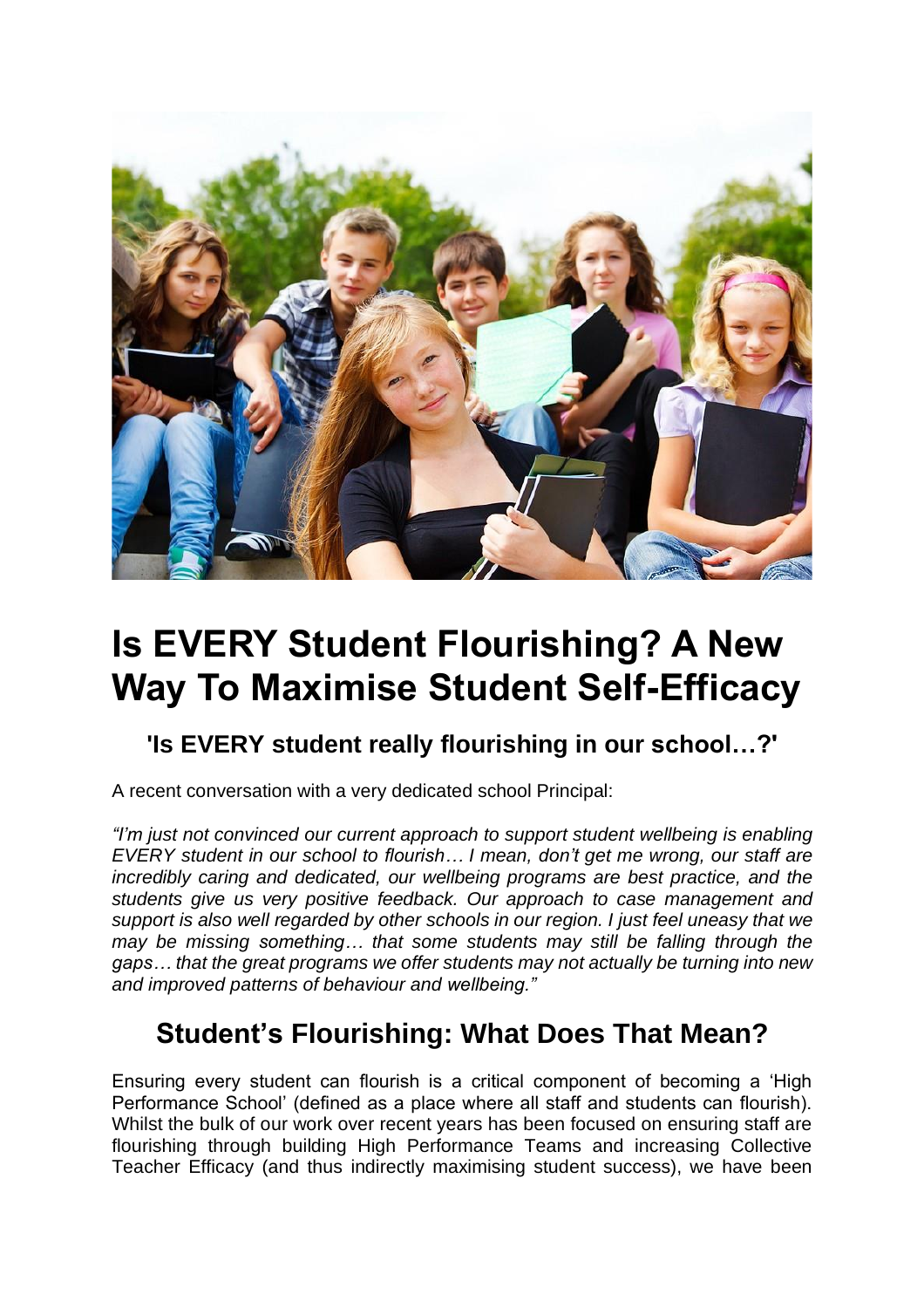# Is EVERY Student Flourishing? A New Way To Maximise Student Self-Efficacy

### 'Is EVERY student really flourishing in our school…?'

A recent conversation with a very dedicated school Principal:

*"I'm just not convinced our current approach to support student wellbeing is enabling EVERY student in our school to flourish… I mean, don't get me wrong, our staff are incredibly caring and dedicated, our wellbeing programs are best practice, and the students give us very positive feedback. Our approach to case management and support is also well regarded by other schools in our region. I just feel uneasy that we may be missing something… that some students may still be falling through the gaps… that the great programs we offer students may not actually be turning into new and improved patterns of behaviour and wellbeing."*

## Student's Flourishing: What Does That Mean?

Ensuring every student can flourish is a critical component of becoming a 'High Performance School' (defined as a place where all staff and students can flourish). Whilst the bulk of our work over recent years has been focused on ensuring staff are flourishing through building High Performance Teams and increasing Collective Teacher Efficacy (and thus indirectly maximising student success), we have been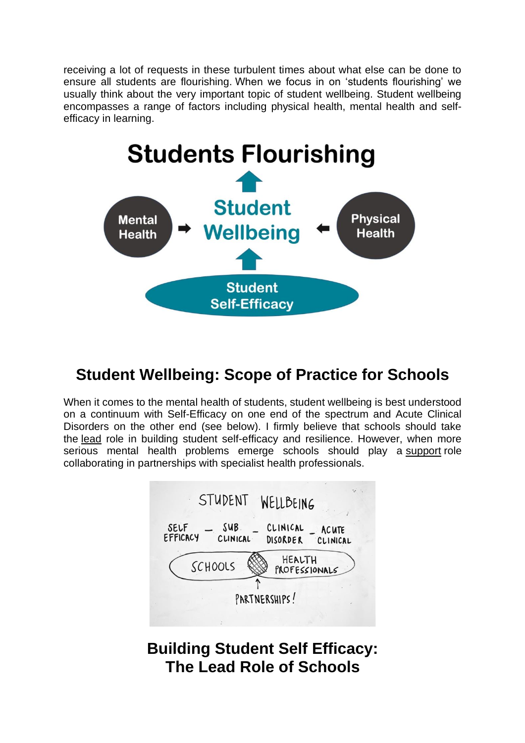receiving a lot of requests in these turbulent times about what else can be done to ensure all students are flourishing. When we focus in on 'students flourishing' we usually think about the very important topic of student wellbeing. Student wellbeing encompasses a range of factors including physical health, mental health and self-efficacy in learning.

**Students Flourishing**

Mental Health → **Student Wellbeing** ← Physical Health

Student Self-Efficacy

## Student Wellbeing: Scope of Practice for Schools

When it comes to the mental health of students, student wellbeing is best understood on a continuum with Self-Efficacy on one end of the spectrum and Acute Clinical Disorders on the other end (see below). I firmly believe that schools should take the lead role in building student self-efficacy and resilience. However, when more serious mental health problems emerge schools should play a support role collaborating in partnerships with specialist health professionals.

STUDENT WELLBEING

SELF EFFICACY – SUB CLINICAL – CLINICAL DISORDER – ACUTE CLINICAL

SCHOOLS | HEALTH PROFESSIONALS

PARTNERSHIPS!

## Building Student Self Efficacy: The Lead Role of Schools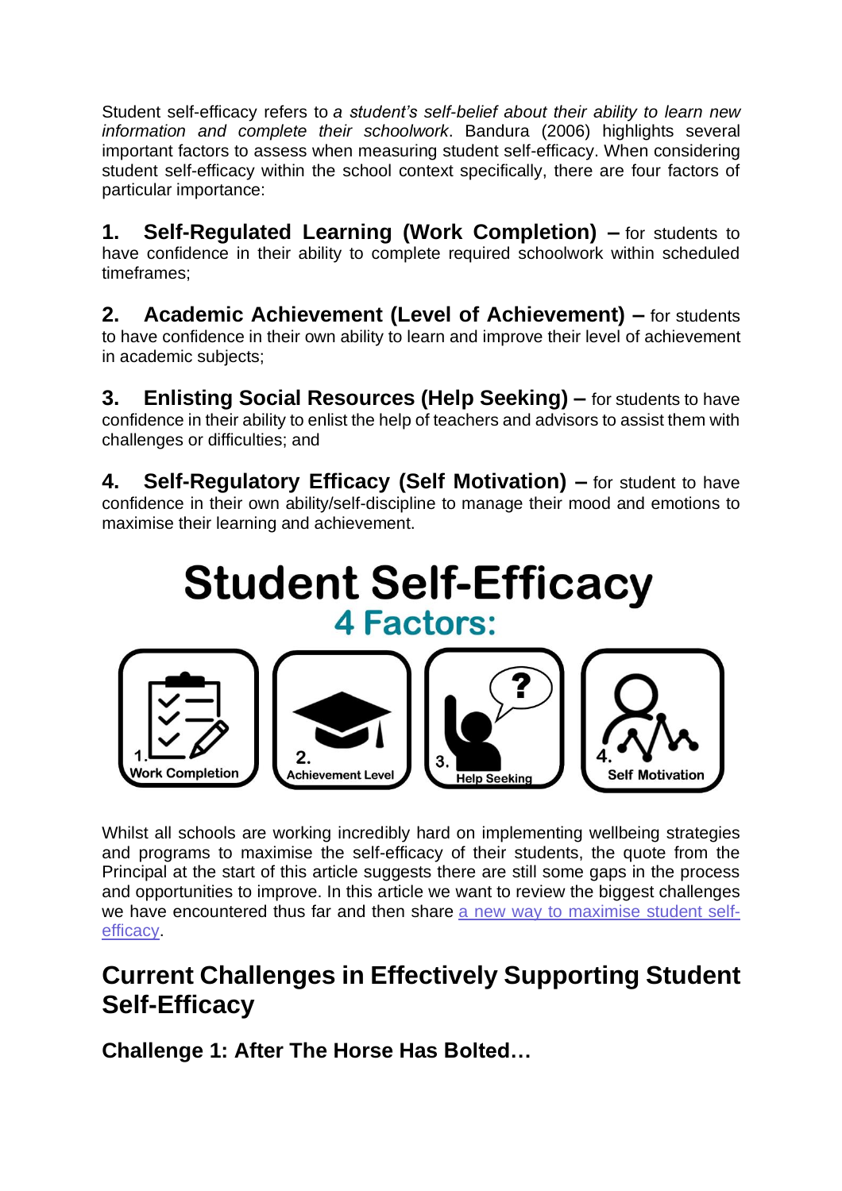Student self-efficacy refers to *a student's self-belief about their ability to learn new information and complete their schoolwork*. Bandura (2006) highlights several important factors to assess when measuring student self-efficacy. When considering student self-efficacy within the school context specifically, there are four factors of particular importance:

**1. Self-Regulated Learning (Work Completion) –** for students to have confidence in their ability to complete required schoolwork within scheduled timeframes;

**2. Academic Achievement (Level of Achievement) –** for students to have confidence in their own ability to learn and improve their level of achievement in academic subjects;

**3. Enlisting Social Resources (Help Seeking) –** for students to have confidence in their ability to enlist the help of teachers and advisors to assist them with challenges or difficulties; and

**4. Self-Regulatory Efficacy (Self Motivation) –** for student to have confidence in their own ability/self-discipline to manage their mood and emotions to maximise their learning and achievement.

**Student Self-Efficacy**

**4 Factors:**

1. Work Completion
2. Achievement Level
3. Help Seeking
4. Self Motivation

Whilst all schools are working incredibly hard on implementing wellbeing strategies and programs to maximise the self-efficacy of their students, the quote from the Principal at the start of this article suggests there are still some gaps in the process and opportunities to improve. In this article we want to review the biggest challenges we have encountered thus far and then share [a new way to maximise student self-efficacy](#).

## Current Challenges in Effectively Supporting Student Self-Efficacy

### Challenge 1: After The Horse Has Bolted…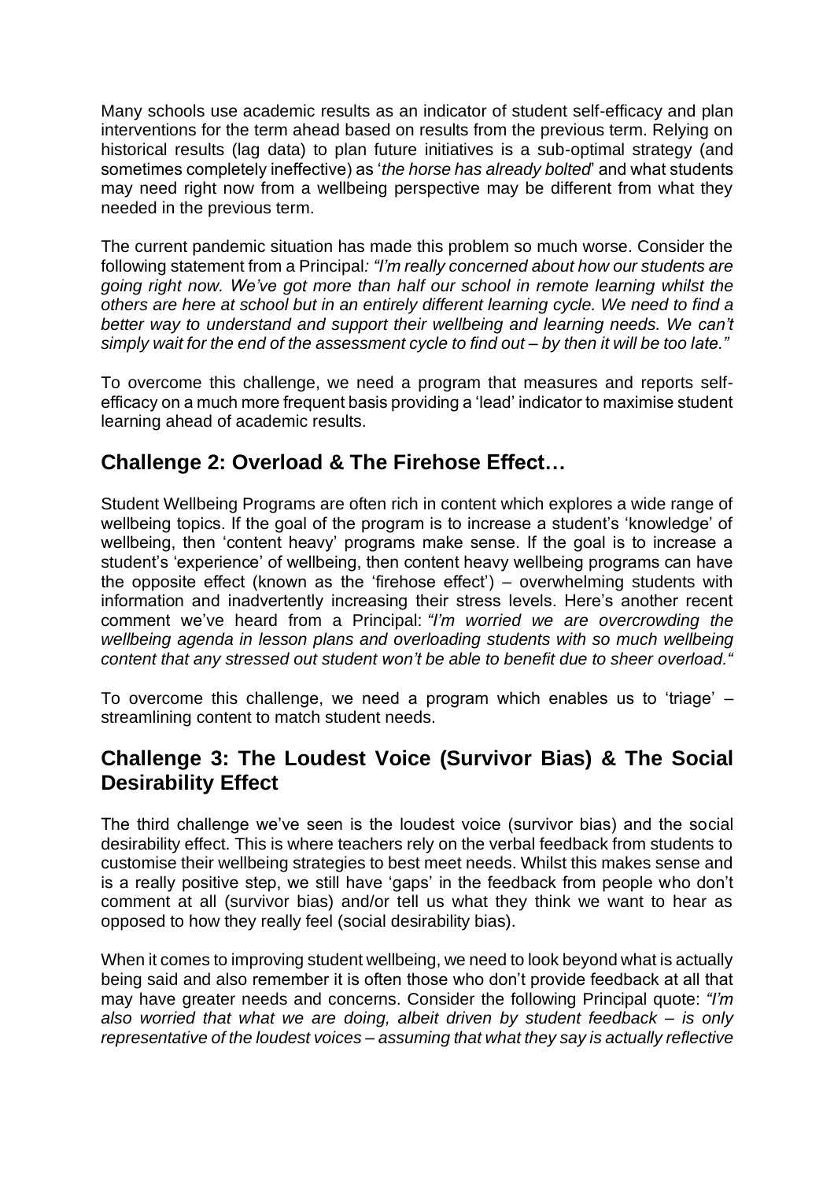Many schools use academic results as an indicator of student self-efficacy and plan interventions for the term ahead based on results from the previous term. Relying on historical results (lag data) to plan future initiatives is a sub-optimal strategy (and sometimes completely ineffective) as '*the horse has already bolted*' and what students may need right now from a wellbeing perspective may be different from what they needed in the previous term.

The current pandemic situation has made this problem so much worse. Consider the following statement from a Principal*: "I'm really concerned about how our students are going right now. We've got more than half our school in remote learning whilst the others are here at school but in an entirely different learning cycle. We need to find a better way to understand and support their wellbeing and learning needs. We can't simply wait for the end of the assessment cycle to find out – by then it will be too late."*

To overcome this challenge, we need a program that measures and reports self-efficacy on a much more frequent basis providing a 'lead' indicator to maximise student learning ahead of academic results.

## Challenge 2: Overload & The Firehose Effect…

Student Wellbeing Programs are often rich in content which explores a wide range of wellbeing topics. If the goal of the program is to increase a student's 'knowledge' of wellbeing, then 'content heavy' programs make sense. If the goal is to increase a student's 'experience' of wellbeing, then content heavy wellbeing programs can have the opposite effect (known as the 'firehose effect') – overwhelming students with information and inadvertently increasing their stress levels. Here's another recent comment we've heard from a Principal: *"I'm worried we are overcrowding the wellbeing agenda in lesson plans and overloading students with so much wellbeing content that any stressed out student won't be able to benefit due to sheer overload."*

To overcome this challenge, we need a program which enables us to 'triage' – streamlining content to match student needs.

## Challenge 3: The Loudest Voice (Survivor Bias) & The Social Desirability Effect

The third challenge we've seen is the loudest voice (survivor bias) and the social desirability effect. This is where teachers rely on the verbal feedback from students to customise their wellbeing strategies to best meet needs. Whilst this makes sense and is a really positive step, we still have 'gaps' in the feedback from people who don't comment at all (survivor bias) and/or tell us what they think we want to hear as opposed to how they really feel (social desirability bias).

When it comes to improving student wellbeing, we need to look beyond what is actually being said and also remember it is often those who don't provide feedback at all that may have greater needs and concerns. Consider the following Principal quote: *"I'm also worried that what we are doing, albeit driven by student feedback – is only representative of the loudest voices – assuming that what they say is actually reflective*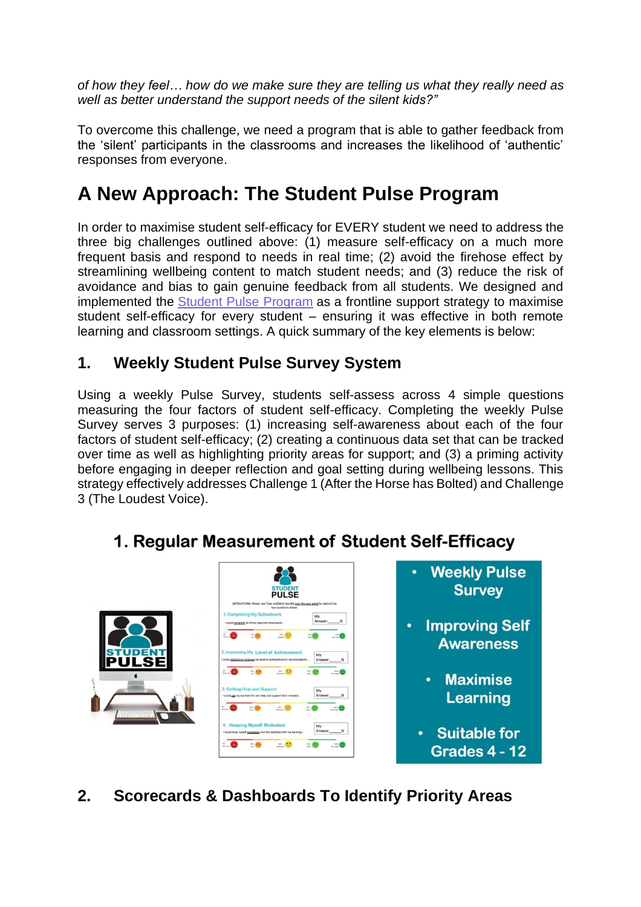*of how they feel… how do we make sure they are telling us what they really need as well as better understand the support needs of the silent kids?"*

To overcome this challenge, we need a program that is able to gather feedback from the 'silent' participants in the classrooms and increases the likelihood of 'authentic' responses from everyone.

# A New Approach: The Student Pulse Program

In order to maximise student self-efficacy for EVERY student we need to address the three big challenges outlined above: (1) measure student self-efficacy on a much more frequent basis and respond to needs in real time; (2) avoid the firehose effect by streamlining wellbeing content to match student needs; and (3) reduce the risk of avoidance and bias to gain genuine feedback from all students. We designed and implemented the Student Pulse Program as a frontline support strategy to maximise student self-efficacy for every student – ensuring it was effective in both remote learning and classroom settings. A quick summary of the key elements is below:

## 1. Weekly Student Pulse Survey System

Using a weekly Pulse Survey, students self-assess across 4 simple questions measuring the four factors of student self-efficacy. Completing the weekly Pulse Survey serves 3 purposes: (1) increasing self-awareness about each of the four factors of student self-efficacy; (2) creating a continuous data set that can be tracked over time as well as highlighting priority areas for support; and (3) a priming activity before engaging in deeper reflection and goal setting during wellbeing lessons. This strategy effectively addresses Challenge 1 (After the Horse has Bolted) and Challenge 3 (The Loudest Voice).

**1. Regular Measurement of Student Self-Efficacy**

- Weekly Pulse Survey
- Improving Self Awareness
- Maximise Learning
- Suitable for Grades 4 - 12

## 2. Scorecards & Dashboards To Identify Priority Areas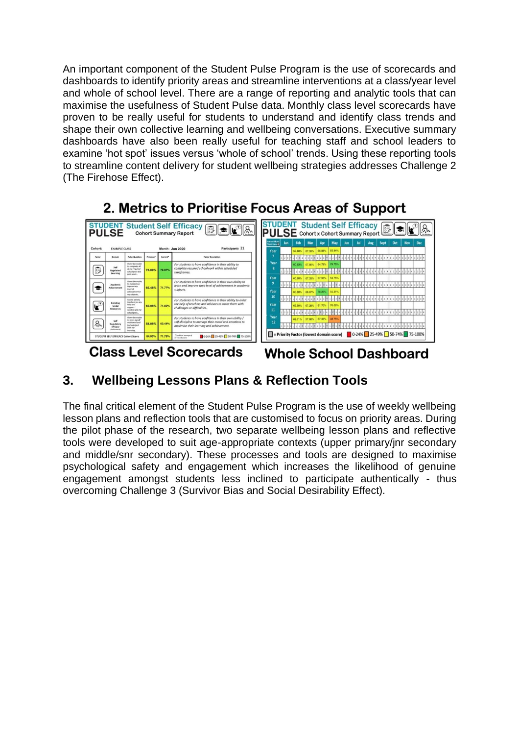An important component of the Student Pulse Program is the use of scorecards and dashboards to identify priority areas and streamline interventions at a class/year level and whole of school level. There are a range of reporting and analytic tools that can maximise the usefulness of Student Pulse data. Monthly class level scorecards have proven to be really useful for students to understand and identify class trends and shape their own collective learning and wellbeing conversations. Executive summary dashboards have also been really useful for teaching staff and school leaders to examine 'hot spot' issues versus 'whole of school' trends. Using these reporting tools to streamline content delivery for student wellbeing strategies addresses Challenge 2 (The Firehose Effect).

## 2. Metrics to Prioritise Focus Areas of Support

Class Level Scorecards

Whole School Dashboard

## 3. Wellbeing Lessons Plans & Reflection Tools

The final critical element of the Student Pulse Program is the use of weekly wellbeing lesson plans and reflection tools that are customised to focus on priority areas. During the pilot phase of the research, two separate wellbeing lesson plans and reflective tools were developed to suit age-appropriate contexts (upper primary/jnr secondary and middle/snr secondary). These processes and tools are designed to maximise psychological safety and engagement which increases the likelihood of genuine engagement amongst students less inclined to participate authentically - thus overcoming Challenge 3 (Survivor Bias and Social Desirability Effect).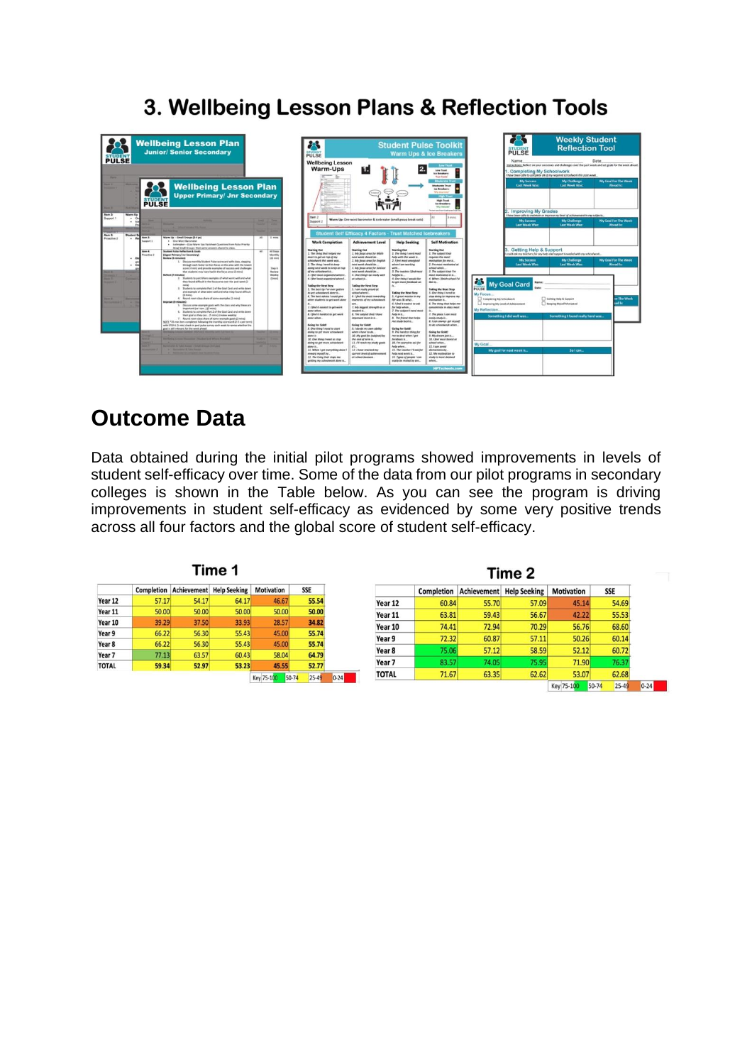## 3. Wellbeing Lesson Plans & Reflection Tools

## Outcome Data

Data obtained during the initial pilot programs showed improvements in levels of student self-efficacy over time. Some of the data from our pilot programs in secondary colleges is shown in the Table below. As you can see the program is driving improvements in student self-efficacy as evidenced by some very positive trends across all four factors and the global score of student self-efficacy.

**Time 1**

| | Completion | Achievement | Help Seeking | Motivation | SSE |
|---|---|---|---|---|---|
| Year 12 | 57.17 | 54.17 | 64.17 | 46.67 | 55.54 |
| Year 11 | 50.00 | 50.00 | 50.00 | 50.00 | 50.00 |
| Year 10 | 39.29 | 37.50 | 33.93 | 28.57 | 34.82 |
| Year 9 | 66.22 | 56.30 | 55.43 | 45.00 | 55.74 |
| Year 8 | 66.22 | 56.30 | 55.43 | 45.00 | 55.74 |
| Year 7 | 77.13 | 63.57 | 60.43 | 58.04 | 64.79 |
| TOTAL | 59.34 | 52.97 | 53.23 | 45.55 | 52.77 |

Key: 75-100 | 50-74 | 25-49 | 0-24

**Time 2**

| | Completion | Achievement | Help Seeking | Motivation | SSE |
|---|---|---|---|---|---|
| Year 12 | 60.84 | 55.70 | 57.09 | 45.14 | 54.69 |
| Year 11 | 63.81 | 59.43 | 56.67 | 42.22 | 55.53 |
| Year 10 | 74.41 | 72.94 | 70.29 | 56.76 | 68.60 |
| Year 9 | 72.32 | 60.87 | 57.11 | 50.26 | 60.14 |
| Year 8 | 75.06 | 57.12 | 58.59 | 52.12 | 60.72 |
| Year 7 | 83.57 | 74.05 | 75.95 | 71.90 | 76.37 |
| TOTAL | 71.67 | 63.35 | 62.62 | 53.07 | 62.68 |

Key: 75-100 | 50-74 | 25-49 | 0-24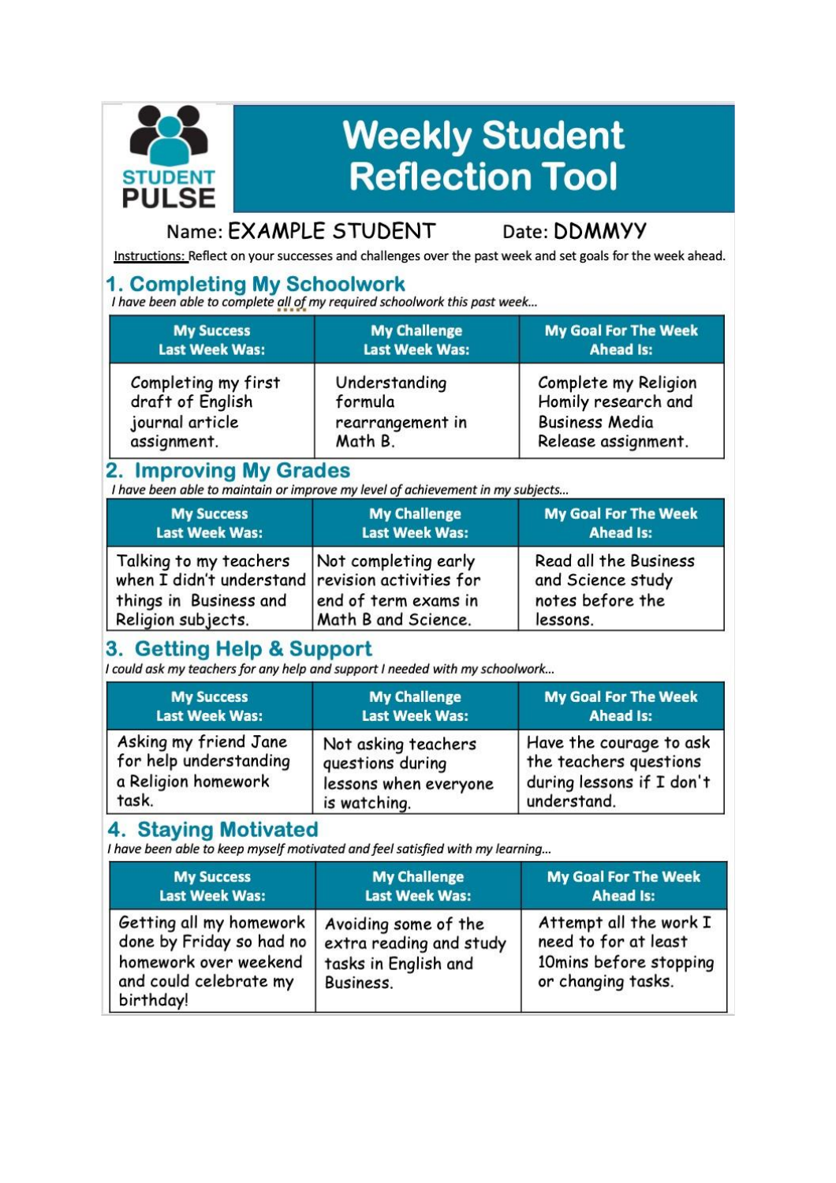# Weekly Student Reflection Tool

STUDENT PULSE

Name: EXAMPLE STUDENT Date: DDMMYY

Instructions: Reflect on your successes and challenges over the past week and set goals for the week ahead.

## 1. Completing My Schoolwork

*I have been able to complete all of my required schoolwork this past week...*

| My Success Last Week Was: | My Challenge Last Week Was: | My Goal For The Week Ahead Is: |
|---|---|---|
| Completing my first draft of English journal article assignment. | Understanding formula rearrangement in Math B. | Complete my Religion Homily research and Business Media Release assignment. |

## 2. Improving My Grades

*I have been able to maintain or improve my level of achievement in my subjects...*

| My Success Last Week Was: | My Challenge Last Week Was: | My Goal For The Week Ahead Is: |
|---|---|---|
| Talking to my teachers when I didn't understand things in Business and Religion subjects. | Not completing early revision activities for end of term exams in Math B and Science. | Read all the Business and Science study notes before the lessons. |

## 3. Getting Help & Support

*I could ask my teachers for any help and support I needed with my schoolwork...*

| My Success Last Week Was: | My Challenge Last Week Was: | My Goal For The Week Ahead Is: |
|---|---|---|
| Asking my friend Jane for help understanding a Religion homework task. | Not asking teachers questions during lessons when everyone is watching. | Have the courage to ask the teachers questions during lessons if I don't understand. |

## 4. Staying Motivated

*I have been able to keep myself motivated and feel satisfied with my learning...*

| My Success Last Week Was: | My Challenge Last Week Was: | My Goal For The Week Ahead Is: |
|---|---|---|
| Getting all my homework done by Friday so had no homework over weekend and could celebrate my birthday! | Avoiding some of the extra reading and study tasks in English and Business. | Attempt all the work I need to for at least 10mins before stopping or changing tasks. |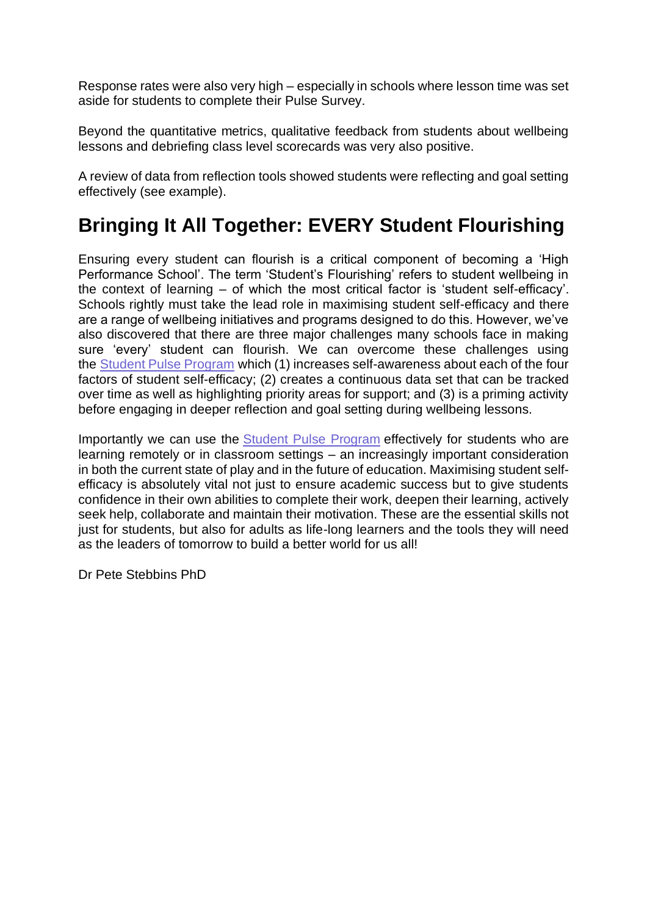Response rates were also very high – especially in schools where lesson time was set aside for students to complete their Pulse Survey.

Beyond the quantitative metrics, qualitative feedback from students about wellbeing lessons and debriefing class level scorecards was very also positive.

A review of data from reflection tools showed students were reflecting and goal setting effectively (see example).

## Bringing It All Together: EVERY Student Flourishing

Ensuring every student can flourish is a critical component of becoming a 'High Performance School'. The term 'Student's Flourishing' refers to student wellbeing in the context of learning – of which the most critical factor is 'student self-efficacy'. Schools rightly must take the lead role in maximising student self-efficacy and there are a range of wellbeing initiatives and programs designed to do this. However, we've also discovered that there are three major challenges many schools face in making sure 'every' student can flourish. We can overcome these challenges using the Student Pulse Program which (1) increases self-awareness about each of the four factors of student self-efficacy; (2) creates a continuous data set that can be tracked over time as well as highlighting priority areas for support; and (3) is a priming activity before engaging in deeper reflection and goal setting during wellbeing lessons.

Importantly we can use the Student Pulse Program effectively for students who are learning remotely or in classroom settings – an increasingly important consideration in both the current state of play and in the future of education. Maximising student self-efficacy is absolutely vital not just to ensure academic success but to give students confidence in their own abilities to complete their work, deepen their learning, actively seek help, collaborate and maintain their motivation. These are the essential skills not just for students, but also for adults as life-long learners and the tools they will need as the leaders of tomorrow to build a better world for us all!

Dr Pete Stebbins PhD